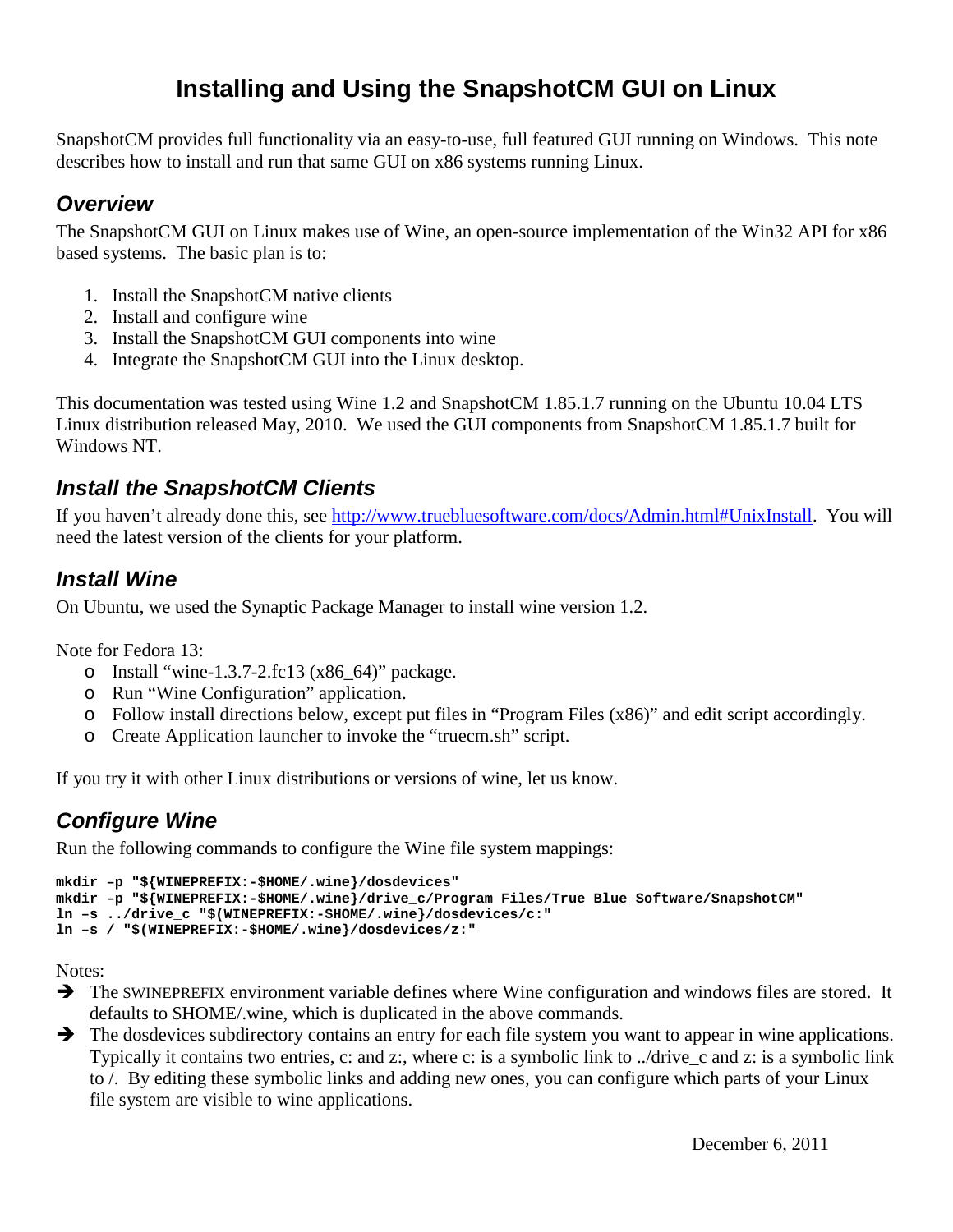# Installing and Using the SnapshotCM GUI on Linux

SnapshotCM provides full functionality via an easy-to-use, full featured GUI running on Windows. This note describes how to install and run that same GUI on x86 systems running Linux.

## *Overview*

The SnapshotCM GUI on Linux makes use of Wine, an open-source implementation of the Win32 API for x86 based systems. The basic plan is to:

1. Install the SnapshotCM native clients
2. Install and configure wine
3. Install the SnapshotCM GUI components into wine
4. Integrate the SnapshotCM GUI into the Linux desktop.

This documentation was tested using Wine 1.2 and SnapshotCM 1.85.1.7 running on the Ubuntu 10.04 LTS Linux distribution released May, 2010. We used the GUI components from SnapshotCM 1.85.1.7 built for Windows NT.

## *Install the SnapshotCM Clients*

If you haven't already done this, see [http://www.truebluesoftware.com/docs/Admin.html#UnixInstall](http://www.truebluesoftware.com/docs/Admin.html#UnixInstall). You will need the latest version of the clients for your platform.

## *Install Wine*

On Ubuntu, we used the Synaptic Package Manager to install wine version 1.2.

Note for Fedora 13:

- Install "wine-1.3.7-2.fc13 (x86_64)" package.
- Run "Wine Configuration" application.
- Follow install directions below, except put files in "Program Files (x86)" and edit script accordingly.
- Create Application launcher to invoke the "truecm.sh" script.

If you try it with other Linux distributions or versions of wine, let us know.

## *Configure Wine*

Run the following commands to configure the Wine file system mappings:

```
mkdir –p "${WINEPREFIX:-$HOME/.wine}/dosdevices"
mkdir –p "${WINEPREFIX:-$HOME/.wine}/drive_c/Program Files/True Blue Software/SnapshotCM"
ln –s ../drive_c "$(WINEPREFIX:-$HOME/.wine}/dosdevices/c:"
ln –s / "$(WINEPREFIX:-$HOME/.wine}/dosdevices/z:"
```

Notes:

- ➔ The $WINEPREFIX environment variable defines where Wine configuration and windows files are stored. It defaults to $HOME/.wine, which is duplicated in the above commands.
- ➔ The dosdevices subdirectory contains an entry for each file system you want to appear in wine applications. Typically it contains two entries, c: and z:, where c: is a symbolic link to ../drive_c and z: is a symbolic link to /. By editing these symbolic links and adding new ones, you can configure which parts of your Linux file system are visible to wine applications.

December 6, 2011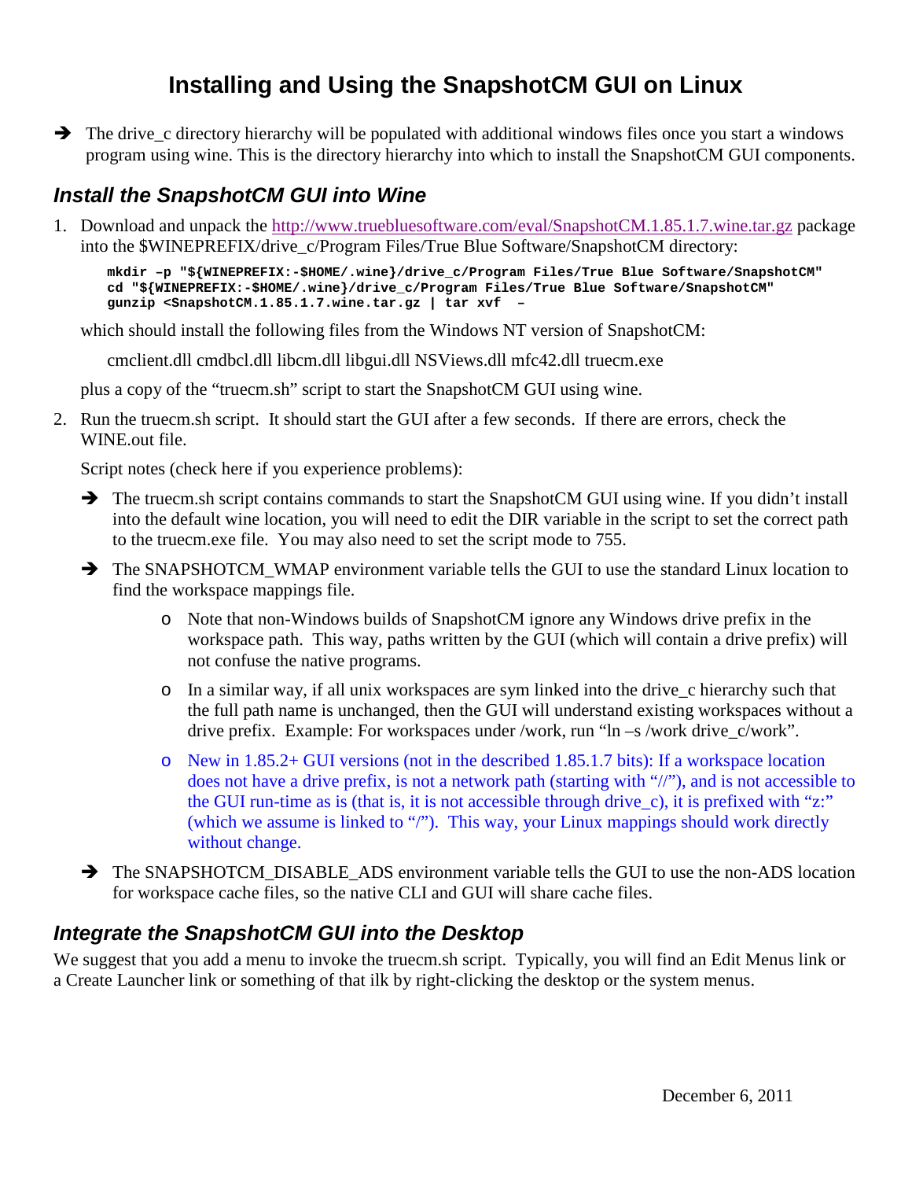# Installing and Using the SnapshotCM GUI on Linux

- The drive_c directory hierarchy will be populated with additional windows files once you start a windows program using wine. This is the directory hierarchy into which to install the SnapshotCM GUI components.

## *Install the SnapshotCM GUI into Wine*

1. Download and unpack the [http://www.truebluesoftware.com/eval/SnapshotCM.1.85.1.7.wine.tar.gz](http://www.truebluesoftware.com/eval/SnapshotCM.1.85.1.7.wine.tar.gz) package into the $WINEPREFIX/drive_c/Program Files/True Blue Software/SnapshotCM directory:

   ```
   mkdir –p "${WINEPREFIX:-$HOME/.wine}/drive_c/Program Files/True Blue Software/SnapshotCM"
   cd "${WINEPREFIX:-$HOME/.wine}/drive_c/Program Files/True Blue Software/SnapshotCM"
   gunzip <SnapshotCM.1.85.1.7.wine.tar.gz | tar xvf –
   ```

   which should install the following files from the Windows NT version of SnapshotCM:

   cmclient.dll cmdbcl.dll libcm.dll libgui.dll NSViews.dll mfc42.dll truecm.exe

   plus a copy of the "truecm.sh" script to start the SnapshotCM GUI using wine.

2. Run the truecm.sh script. It should start the GUI after a few seconds. If there are errors, check the WINE.out file.

   Script notes (check here if you experience problems):

   - The truecm.sh script contains commands to start the SnapshotCM GUI using wine. If you didn't install into the default wine location, you will need to edit the DIR variable in the script to set the correct path to the truecm.exe file. You may also need to set the script mode to 755.
   - The SNAPSHOTCM_WMAP environment variable tells the GUI to use the standard Linux location to find the workspace mappings file.
     - Note that non-Windows builds of SnapshotCM ignore any Windows drive prefix in the workspace path. This way, paths written by the GUI (which will contain a drive prefix) will not confuse the native programs.
     - In a similar way, if all unix workspaces are sym linked into the drive_c hierarchy such that the full path name is unchanged, then the GUI will understand existing workspaces without a drive prefix. Example: For workspaces under /work, run "ln –s /work drive_c/work".
     - New in 1.85.2+ GUI versions (not in the described 1.85.1.7 bits): If a workspace location does not have a drive prefix, is not a network path (starting with "//"), and is not accessible to the GUI run-time as is (that is, it is not accessible through drive_c), it is prefixed with "z:" (which we assume is linked to "/"). This way, your Linux mappings should work directly without change.
   - The SNAPSHOTCM_DISABLE_ADS environment variable tells the GUI to use the non-ADS location for workspace cache files, so the native CLI and GUI will share cache files.

## *Integrate the SnapshotCM GUI into the Desktop*

We suggest that you add a menu to invoke the truecm.sh script. Typically, you will find an Edit Menus link or a Create Launcher link or something of that ilk by right-clicking the desktop or the system menus.

December 6, 2011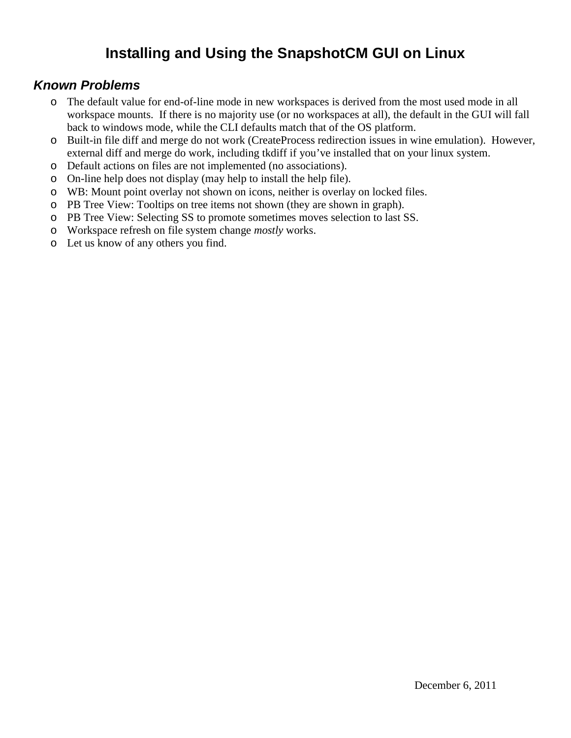# Installing and Using the SnapshotCM GUI on Linux

## *Known Problems*

- The default value for end-of-line mode in new workspaces is derived from the most used mode in all workspace mounts. If there is no majority use (or no workspaces at all), the default in the GUI will fall back to windows mode, while the CLI defaults match that of the OS platform.
- Built-in file diff and merge do not work (CreateProcess redirection issues in wine emulation). However, external diff and merge do work, including tkdiff if you've installed that on your linux system.
- Default actions on files are not implemented (no associations).
- On-line help does not display (may help to install the help file).
- WB: Mount point overlay not shown on icons, neither is overlay on locked files.
- PB Tree View: Tooltips on tree items not shown (they are shown in graph).
- PB Tree View: Selecting SS to promote sometimes moves selection to last SS.
- Workspace refresh on file system change *mostly* works.
- Let us know of any others you find.

December 6, 2011